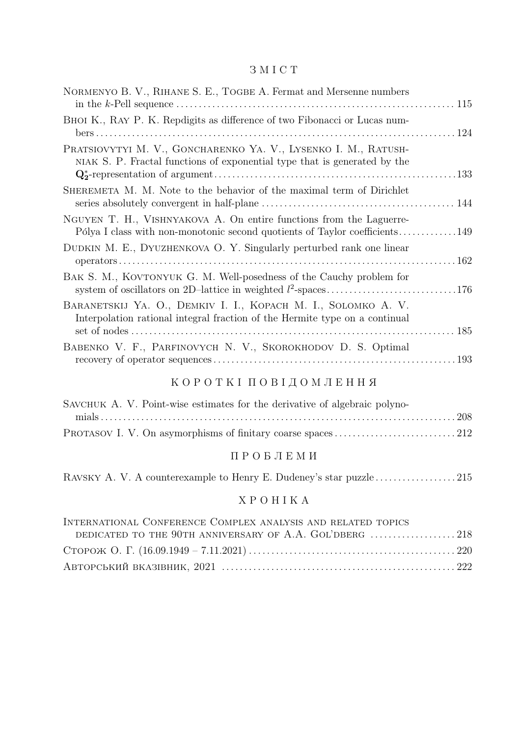## З М І С Т

Normenyo B. V., Rihane S. E., Togbe A. Fermat and Mersenne numbers in the $k$-Pell sequence ........ 115

Bhoi K., Ray P. K. Repdigits as difference of two Fibonacci or Lucas numbers ........ 124

Pratsiovytyi M. V., Goncharenko Ya. V., Lysenko I. M., Ratushniak S. P. Fractal functions of exponential type that is generated by the $\mathbf{Q}_2^*$-representation of argument ........ 133

Sheremeta M. M. Note to the behavior of the maximal term of Dirichlet series absolutely convergent in half-plane ........ 144

Nguyen T. H., Vishnyakova A. On entire functions from the Laguerre-Pólya I class with non-monotonic second quotients of Taylor coefficients ........ 149

Dudkin M. E., Dyuzhenkova O. Y. Singularly perturbed rank one linear operators ........ 162

Bak S. M., Kovtonyuk G. M. Well-posedness of the Cauchy problem for system of oscillators on 2D–lattice in weighted $l^2$-spaces ........ 176

Baranetskij Ya. O., Demkiv I. I., Kopach M. I., Solomko A. V. Interpolation rational integral fraction of the Hermite type on a continual set of nodes ........ 185

Babenko V. F., Parfinovych N. V., Skorokhodov D. S. Optimal recovery of operator sequences ........ 193

## К О Р О Т К І  П О В І Д О М Л Е Н Н Я

Savchuk A. V. Point-wise estimates for the derivative of algebraic polynomials ........ 208

Protasov I. V. On asymorphisms of finitary coarse spaces ........ 212

## П Р О Б Л Е М И

Ravsky A. V. A counterexample to Henry E. Dudeney's star puzzle ........ 215

## Х Р О Н І К А

International Conference Complex analysis and related topics dedicated to the 90th anniversary of A.A. Gol'dberg ........ 218

Сторож О. Г. (16.09.1949 – 7.11.2021) ........ 220

Авторський вказівник, 2021 ........ 222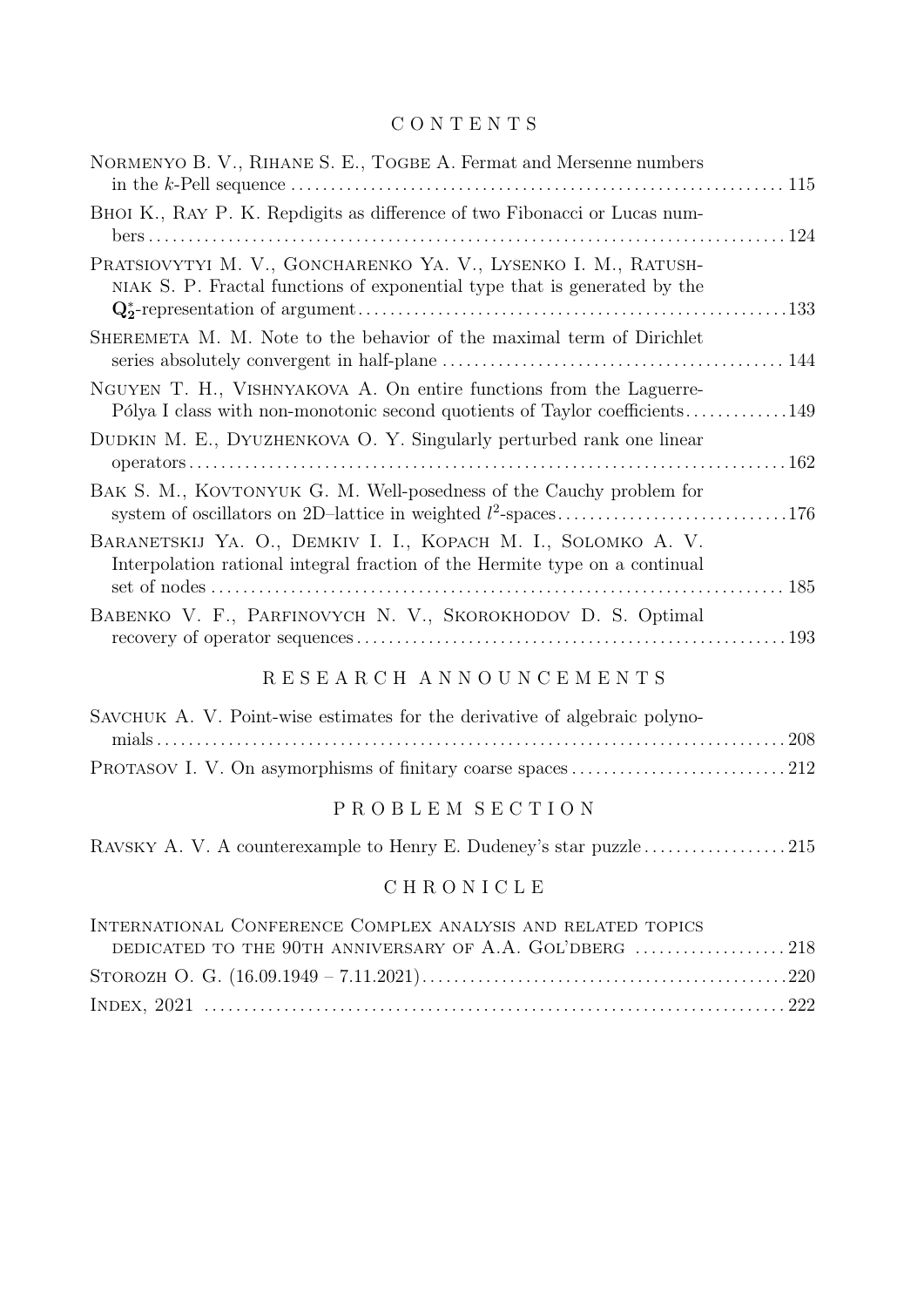## CONTENTS

Normenyo B. V., Rihane S. E., Togbe A. Fermat and Mersenne numbers in the $k$-Pell sequence . . . . . . . . . . 115

Bhoi K., Ray P. K. Repdigits as difference of two Fibonacci or Lucas numbers . . . . . . . . . . 124

Pratsiovytyi M. V., Goncharenko Ya. V., Lysenko I. M., Ratushniak S. P. Fractal functions of exponential type that is generated by the $\mathbf{Q}_2^*$-representation of argument . . . . . . . . . . 133

Sheremeta M. M. Note to the behavior of the maximal term of Dirichlet series absolutely convergent in half-plane . . . . . . . . . . 144

Nguyen T. H., Vishnyakova A. On entire functions from the Laguerre-Pólya I class with non-monotonic second quotients of Taylor coefficients . . . . . . . . . . 149

Dudkin M. E., Dyuzhenkova O. Y. Singularly perturbed rank one linear operators . . . . . . . . . . 162

Bak S. M., Kovtonyuk G. M. Well-posedness of the Cauchy problem for system of oscillators on 2D–lattice in weighted $l^2$-spaces . . . . . . . . . . 176

Baranetskij Ya. O., Demkiv I. I., Kopach M. I., Solomko A. V. Interpolation rational integral fraction of the Hermite type on a continual set of nodes . . . . . . . . . . 185

Babenko V. F., Parfinovych N. V., Skorokhodov D. S. Optimal recovery of operator sequences . . . . . . . . . . 193

## RESEARCH ANNOUNCEMENTS

Savchuk A. V. Point-wise estimates for the derivative of algebraic polynomials . . . . . . . . . . 208

Protasov I. V. On asymorphisms of finitary coarse spaces . . . . . . . . . . 212

## PROBLEM SECTION

Ravsky A. V. A counterexample to Henry E. Dudeney's star puzzle . . . . . . . . . . 215

## CHRONICLE

International Conference Complex analysis and related topics dedicated to the 90th anniversary of A.A. Gol'dberg . . . . . . . . . . 218

Storozh O. G. (16.09.1949 – 7.11.2021) . . . . . . . . . . 220

Index, 2021 . . . . . . . . . . 222